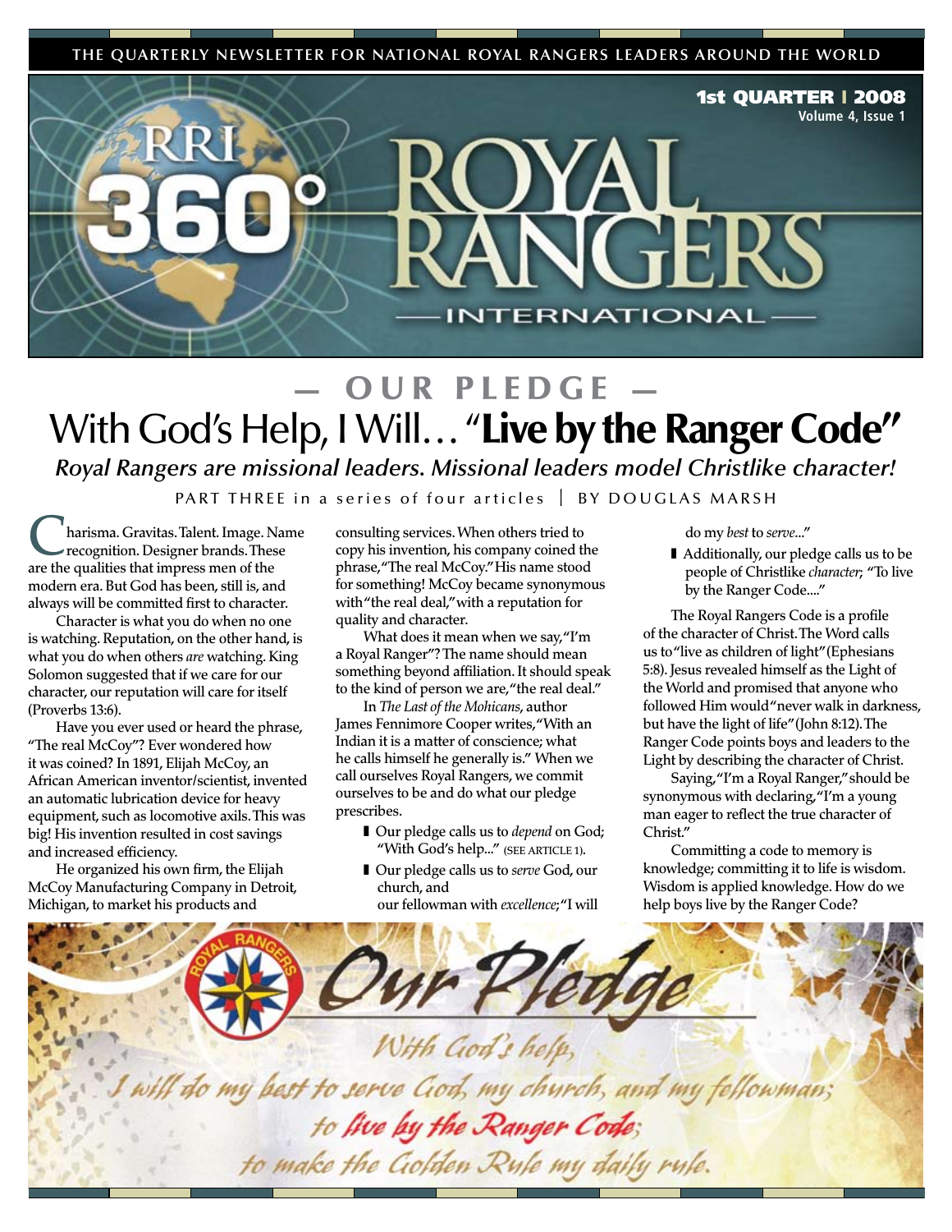THE QUARTERLY NEWSLETTER FOR NATIONAL ROYAL RANGERS LEADERS AROUND THE WORLD

**1st QUARTER | 2008**
**Volume 4, Issue 1**

# RRI 360° ROYAL RANGERS INTERNATIONAL

## — OUR PLEDGE —

# With God's Help, I Will… "**Live by the Ranger Code**"

***Royal Rangers are missional leaders. Missional leaders model Christlike character!***

PART THREE in a series of four articles | BY DOUGLAS MARSH

Charisma. Gravitas. Talent. Image. Name recognition. Designer brands. These are the qualities that impress men of the modern era. But God has been, still is, and always will be committed first to character.

Character is what you do when no one is watching. Reputation, on the other hand, is what you do when others *are* watching. King Solomon suggested that if we care for our character, our reputation will care for itself (Proverbs 13:6).

Have you ever used or heard the phrase, "The real McCoy"? Ever wondered how it was coined? In 1891, Elijah McCoy, an African American inventor/scientist, invented an automatic lubrication device for heavy equipment, such as locomotive axils. This was big! His invention resulted in cost savings and increased efficiency.

He organized his own firm, the Elijah McCoy Manufacturing Company in Detroit, Michigan, to market his products and consulting services. When others tried to copy his invention, his company coined the phrase, "The real McCoy." His name stood for something! McCoy became synonymous with "the real deal," with a reputation for quality and character.

What does it mean when we say, "I'm a Royal Ranger"? The name should mean something beyond affiliation. It should speak to the kind of person we are, "the real deal."

In *The Last of the Mohicans*, author James Fennimore Cooper writes, "With an Indian it is a matter of conscience; what he calls himself he generally is." When we call ourselves Royal Rangers, we commit ourselves to be and do what our pledge prescribes.

- Our pledge calls us to *depend* on God; "With God's help..." (SEE ARTICLE 1).
- Our pledge calls us to *serve* God, our church, and our fellowman with *excellence*; "I will do my *best* to *serve*..."
- Additionally, our pledge calls us to be people of Christlike *character*; "To live by the Ranger Code...."

The Royal Rangers Code is a profile of the character of Christ. The Word calls us to "live as children of light" (Ephesians 5:8). Jesus revealed himself as the Light of the World and promised that anyone who followed Him would "never walk in darkness, but have the light of life" (John 8:12). The Ranger Code points boys and leaders to the Light by describing the character of Christ.

Saying, "I'm a Royal Ranger," should be synonymous with declaring, "I'm a young man eager to reflect the true character of Christ."

Committing a code to memory is knowledge; committing it to life is wisdom. Wisdom is applied knowledge. How do we help boys live by the Ranger Code?

*Our Pledge*

*With God's help,*
*I will do my best to serve God, my church, and my fellowman;*
*to live by the Ranger Code;*
*to make the Golden Rule my daily rule.*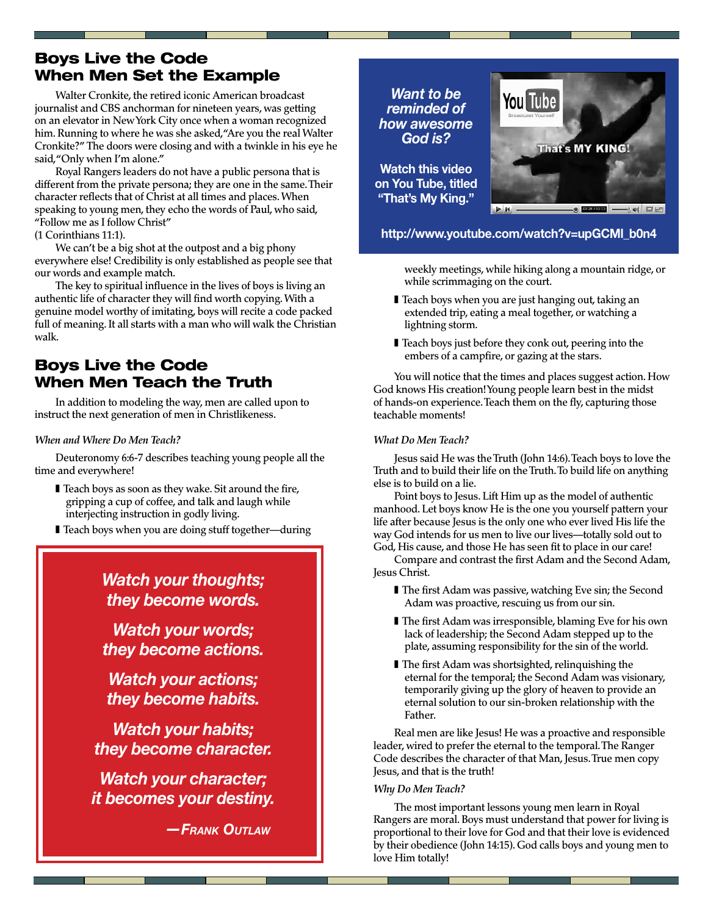## Boys Live the Code When Men Set the Example

Walter Cronkite, the retired iconic American broadcast journalist and CBS anchorman for nineteen years, was getting on an elevator in New York City once when a woman recognized him. Running to where he was she asked, "Are you the real Walter Cronkite?" The doors were closing and with a twinkle in his eye he said, "Only when I'm alone."

Royal Rangers leaders do not have a public persona that is different from the private persona; they are one in the same. Their character reflects that of Christ at all times and places. When speaking to young men, they echo the words of Paul, who said, "Follow me as I follow Christ" (1 Corinthians 11:1).

We can't be a big shot at the outpost and a big phony everywhere else! Credibility is only established as people see that our words and example match.

The key to spiritual influence in the lives of boys is living an authentic life of character they will find worth copying. With a genuine model worthy of imitating, boys will recite a code packed full of meaning. It all starts with a man who will walk the Christian walk.

## Boys Live the Code When Men Teach the Truth

In addition to modeling the way, men are called upon to instruct the next generation of men in Christlikeness.

*When and Where Do Men Teach?*

Deuteronomy 6:6-7 describes teaching young people all the time and everywhere!

- Teach boys as soon as they wake. Sit around the fire, gripping a cup of coffee, and talk and laugh while interjecting instruction in godly living.
- Teach boys when you are doing stuff together—during weekly meetings, while hiking along a mountain ridge, or while scrimmaging on the court.
- Teach boys when you are just hanging out, taking an extended trip, eating a meal together, or watching a lightning storm.
- Teach boys just before they conk out, peering into the embers of a campfire, or gazing at the stars.

You will notice that the times and places suggest action. How God knows His creation! Young people learn best in the midst of hands-on experience. Teach them on the fly, capturing those teachable moments!

*What Do Men Teach?*

Jesus said He was the Truth (John 14:6). Teach boys to love the Truth and to build their life on the Truth. To build life on anything else is to build on a lie.

Point boys to Jesus. Lift Him up as the model of authentic manhood. Let boys know He is the one you yourself pattern your life after because Jesus is the only one who ever lived His life the way God intends for us men to live our lives—totally sold out to God, His cause, and those He has seen fit to place in our care!

Compare and contrast the first Adam and the Second Adam, Jesus Christ.

- The first Adam was passive, watching Eve sin; the Second Adam was proactive, rescuing us from our sin.
- The first Adam was irresponsible, blaming Eve for his own lack of leadership; the Second Adam stepped up to the plate, assuming responsibility for the sin of the world.
- The first Adam was shortsighted, relinquishing the eternal for the temporal; the Second Adam was visionary, temporarily giving up the glory of heaven to provide an eternal solution to our sin-broken relationship with the Father.

Real men are like Jesus! He was a proactive and responsible leader, wired to prefer the eternal to the temporal. The Ranger Code describes the character of that Man, Jesus. True men copy Jesus, and that is the truth!

*Why Do Men Teach?*

The most important lessons young men learn in Royal Rangers are moral. Boys must understand that power for living is proportional to their love for God and that their love is evidenced by their obedience (John 14:15). God calls boys and young men to love Him totally!

***Want to be reminded of how awesome God is?***

**Watch this video on You Tube, titled "That's My King."**

**http://www.youtube.com/watch?v=upGCMI_b0n4**

***Watch your thoughts; they become words.***

***Watch your words; they become actions.***

***Watch your actions; they become habits.***

***Watch your habits; they become character.***

***Watch your character; it becomes your destiny.***

***—Frank Outlaw***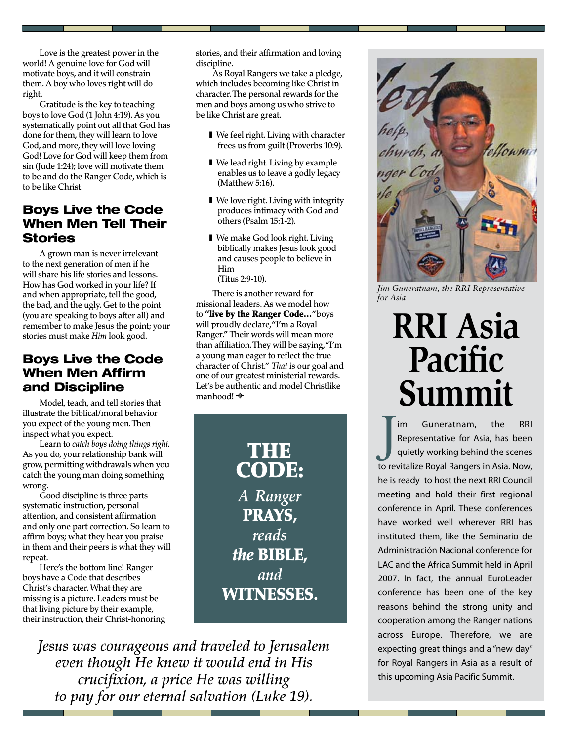Love is the greatest power in the world! A genuine love for God will motivate boys, and it will constrain them. A boy who loves right will do right.

Gratitude is the key to teaching boys to love God (1 John 4:19). As you systematically point out all that God has done for them, they will learn to love God, and more, they will love loving God! Love for God will keep them from sin (Jude 1:24); love will motivate them to be and do the Ranger Code, which is to be like Christ.

## Boys Live the Code When Men Tell Their Stories

A grown man is never irrelevant to the next generation of men if he will share his life stories and lessons. How has God worked in your life? If and when appropriate, tell the good, the bad, and the ugly. Get to the point (you are speaking to boys after all) and remember to make Jesus the point; your stories must make *Him* look good.

## Boys Live the Code When Men Affirm and Discipline

Model, teach, and tell stories that illustrate the biblical/moral behavior you expect of the young men. Then inspect what you expect.

Learn to *catch boys doing things right.* As you do, your relationship bank will grow, permitting withdrawals when you catch the young man doing something wrong.

Good discipline is three parts systematic instruction, personal attention, and consistent affirmation and only one part correction. So learn to affirm boys; what they hear you praise in them and their peers is what they will repeat.

Here's the bottom line! Ranger boys have a Code that describes Christ's character. What they are missing is a picture. Leaders must be that living picture by their example, their instruction, their Christ-honoring stories, and their affirmation and loving discipline.

As Royal Rangers we take a pledge, which includes becoming like Christ in character. The personal rewards for the men and boys among us who strive to be like Christ are great.

- We feel right. Living with character frees us from guilt (Proverbs 10:9).
- We lead right. Living by example enables us to leave a godly legacy (Matthew 5:16).
- We love right. Living with integrity produces intimacy with God and others (Psalm 15:1-2).
- We make God look right. Living biblically makes Jesus look good and causes people to believe in Him (Titus 2:9-10).

There is another reward for missional leaders. As we model how to **"live by the Ranger Code…"** boys will proudly declare, "I'm a Royal Ranger." Their words will mean more than affiliation. They will be saying, "I'm a young man eager to reflect the true character of Christ." *That* is our goal and one of our greatest ministerial rewards. Let's be authentic and model Christlike manhood!

**THE CODE:** *A Ranger* **PRAYS,** *reads the* **BIBLE,** *and* **WITNESSES.**

*Jesus was courageous and traveled to Jerusalem even though He knew it would end in His crucifixion, a price He was willing to pay for our eternal salvation (Luke 19).*

*Jim Guneratnam, the RRI Representative for Asia*

# RRI Asia Pacific Summit

Jim Guneratnam, the RRI Representative for Asia, has been quietly working behind the scenes to revitalize Royal Rangers in Asia. Now, he is ready to host the next RRI Council meeting and hold their first regional conference in April. These conferences have worked well wherever RRI has instituted them, like the Seminario de Administración Nacional conference for LAC and the Africa Summit held in April 2007. In fact, the annual EuroLeader conference has been one of the key reasons behind the strong unity and cooperation among the Ranger nations across Europe. Therefore, we are expecting great things and a "new day" for Royal Rangers in Asia as a result of this upcoming Asia Pacific Summit.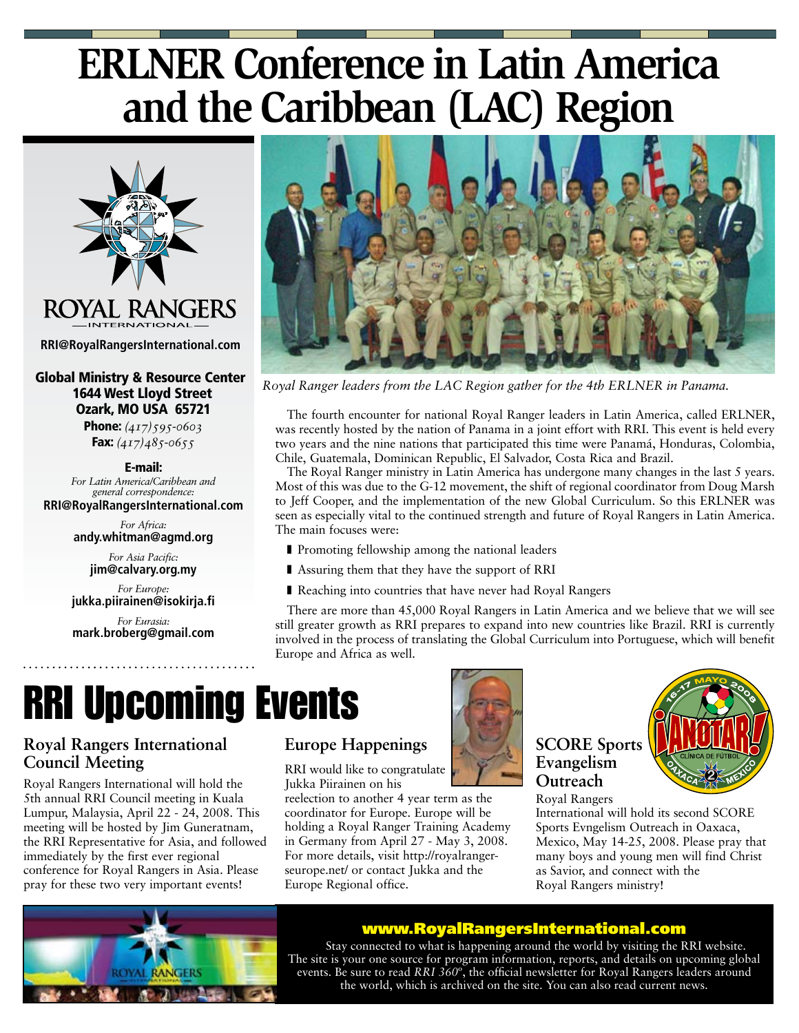# ERLNER Conference in Latin America and the Caribbean (LAC) Region

ROYAL RANGERS INTERNATIONAL

RRI@RoyalRangersInternational.com

**Global Ministry & Resource Center**
**1644 West Lloyd Street**
**Ozark, MO USA 65721**
**Phone:** *(417)595-0603*
**Fax:** *(417)485-0655*

**E-mail:**

*For Latin America/Caribbean and general correspondence:*
**RRI@RoyalRangersInternational.com**

*For Africa:*
**andy.whitman@agmd.org**

*For Asia Pacific:*
**jim@calvary.org.my**

*For Europe:*
**jukka.piirainen@isokirja.fi**

*For Eurasia:*
**mark.broberg@gmail.com**

*Royal Ranger leaders from the LAC Region gather for the 4th ERLNER in Panama.*

The fourth encounter for national Royal Ranger leaders in Latin America, called ERLNER, was recently hosted by the nation of Panama in a joint effort with RRI. This event is held every two years and the nine nations that participated this time were Panamá, Honduras, Colombia, Chile, Guatemala, Dominican Republic, El Salvador, Costa Rica and Brazil.

The Royal Ranger ministry in Latin America has undergone many changes in the last 5 years. Most of this was due to the G-12 movement, the shift of regional coordinator from Doug Marsh to Jeff Cooper, and the implementation of the new Global Curriculum. So this ERLNER was seen as especially vital to the continued strength and future of Royal Rangers in Latin America. The main focuses were:

- Promoting fellowship among the national leaders
- Assuring them that they have the support of RRI
- Reaching into countries that have never had Royal Rangers

There are more than 45,000 Royal Rangers in Latin America and we believe that we will see still greater growth as RRI prepares to expand into new countries like Brazil. RRI is currently involved in the process of translating the Global Curriculum into Portuguese, which will benefit Europe and Africa as well.

# RRI Upcoming Events

## Royal Rangers International Council Meeting

Royal Rangers International will hold the 5th annual RRI Council meeting in Kuala Lumpur, Malaysia, April 22 - 24, 2008. This meeting will be hosted by Jim Guneratnam, the RRI Representative for Asia, and followed immediately by the first ever regional conference for Royal Rangers in Asia. Please pray for these two very important events!

## Europe Happenings

RRI would like to congratulate Jukka Piirainen on his reelection to another 4 year term as the coordinator for Europe. Europe will be holding a Royal Ranger Training Academy in Germany from April 27 - May 3, 2008. For more details, visit http://royalranger-seurope.net/ or contact Jukka and the Europe Regional office.

## SCORE Sports Evangelism Outreach

16-17 MAYO 2008 ¡ANOTAR! CLÍNICA DE FÚTBOL OAXACA 2 MEXICO

Royal Rangers International will hold its second SCORE Sports Evngelism Outreach in Oaxaca, Mexico, May 14-25, 2008. Please pray that many boys and young men will find Christ as Savior, and connect with the Royal Rangers ministry!

**www.RoyalRangersInternational.com**

Stay connected to what is happening around the world by visiting the RRI website. The site is your one source for program information, reports, and details on upcoming global events. Be sure to read *RRI 360º*, the official newsletter for Royal Rangers leaders around the world, which is archived on the site. You can also read current news.